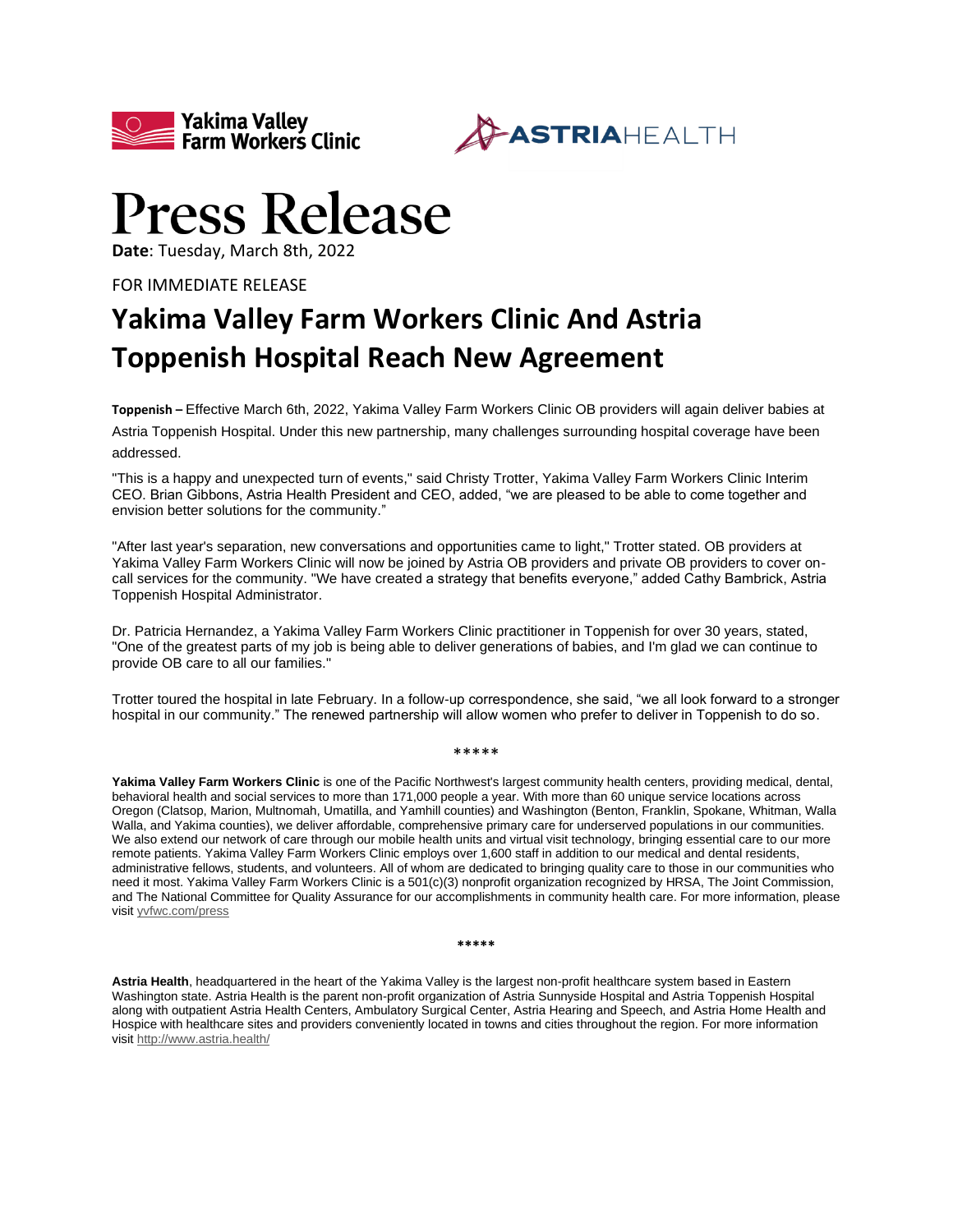Yakima Valley Farm Workers Clinic

ASTRIAHEALTH

# Press Release

**Date**: Tuesday, March 8th, 2022

FOR IMMEDIATE RELEASE

## Yakima Valley Farm Workers Clinic And Astria Toppenish Hospital Reach New Agreement

**Toppenish –** Effective March 6th, 2022, Yakima Valley Farm Workers Clinic OB providers will again deliver babies at Astria Toppenish Hospital. Under this new partnership, many challenges surrounding hospital coverage have been addressed.

"This is a happy and unexpected turn of events," said Christy Trotter, Yakima Valley Farm Workers Clinic Interim CEO. Brian Gibbons, Astria Health President and CEO, added, "we are pleased to be able to come together and envision better solutions for the community."

"After last year's separation, new conversations and opportunities came to light," Trotter stated. OB providers at Yakima Valley Farm Workers Clinic will now be joined by Astria OB providers and private OB providers to cover on-call services for the community. "We have created a strategy that benefits everyone," added Cathy Bambrick, Astria Toppenish Hospital Administrator.

Dr. Patricia Hernandez, a Yakima Valley Farm Workers Clinic practitioner in Toppenish for over 30 years, stated, "One of the greatest parts of my job is being able to deliver generations of babies, and I'm glad we can continue to provide OB care to all our families."

Trotter toured the hospital in late February. In a follow-up correspondence, she said, "we all look forward to a stronger hospital in our community." The renewed partnership will allow women who prefer to deliver in Toppenish to do so.

\*\*\*\*\*

**Yakima Valley Farm Workers Clinic** is one of the Pacific Northwest's largest community health centers, providing medical, dental, behavioral health and social services to more than 171,000 people a year. With more than 60 unique service locations across Oregon (Clatsop, Marion, Multnomah, Umatilla, and Yamhill counties) and Washington (Benton, Franklin, Spokane, Whitman, Walla Walla, and Yakima counties), we deliver affordable, comprehensive primary care for underserved populations in our communities. We also extend our network of care through our mobile health units and virtual visit technology, bringing essential care to our more remote patients. Yakima Valley Farm Workers Clinic employs over 1,600 staff in addition to our medical and dental residents, administrative fellows, students, and volunteers. All of whom are dedicated to bringing quality care to those in our communities who need it most. Yakima Valley Farm Workers Clinic is a 501(c)(3) nonprofit organization recognized by HRSA, The Joint Commission, and The National Committee for Quality Assurance for our accomplishments in community health care. For more information, please visit yvfwc.com/press

\*\*\*\*\*

**Astria Health**, headquartered in the heart of the Yakima Valley is the largest non-profit healthcare system based in Eastern Washington state. Astria Health is the parent non-profit organization of Astria Sunnyside Hospital and Astria Toppenish Hospital along with outpatient Astria Health Centers, Ambulatory Surgical Center, Astria Hearing and Speech, and Astria Home Health and Hospice with healthcare sites and providers conveniently located in towns and cities throughout the region. For more information visit http://www.astria.health/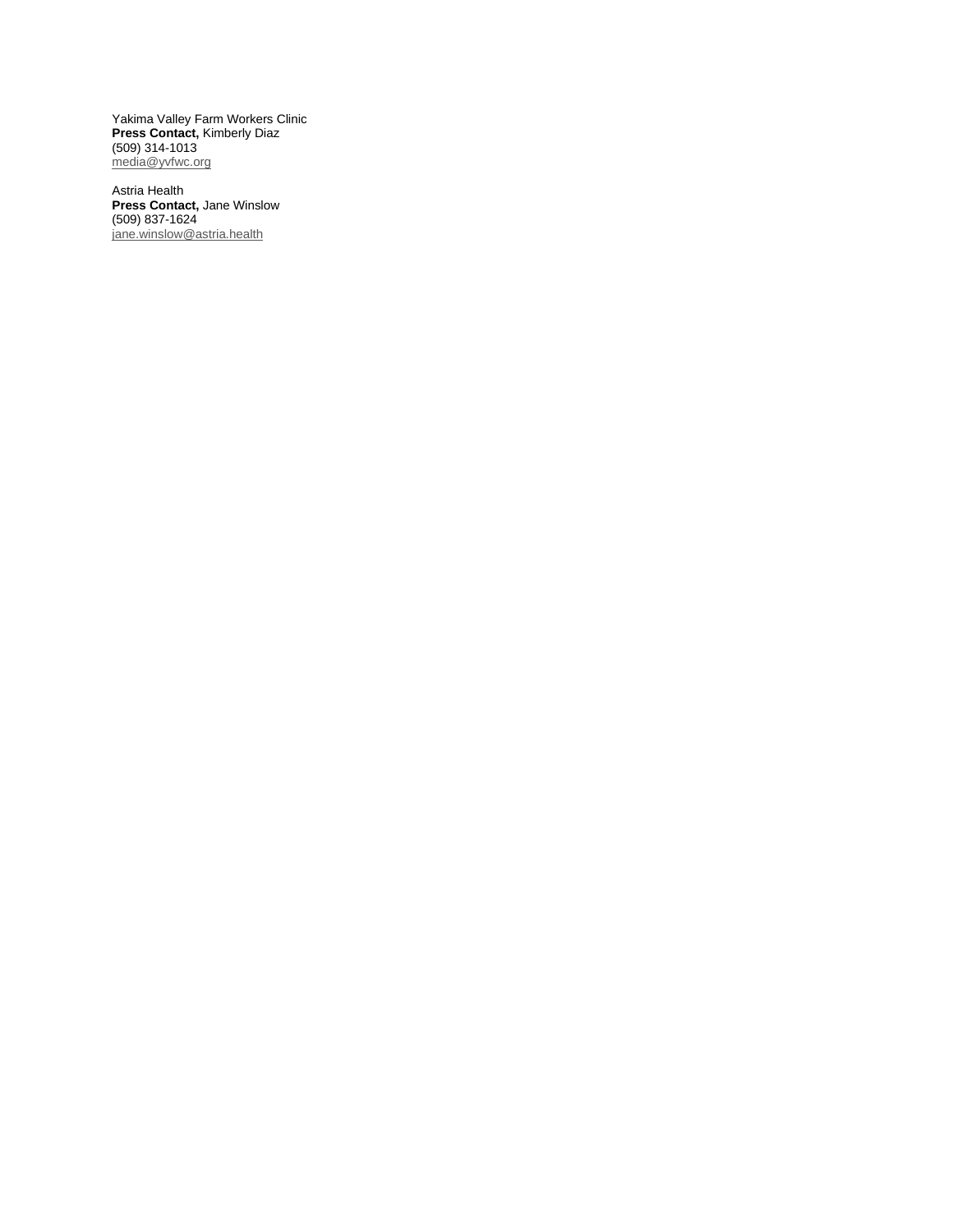Yakima Valley Farm Workers Clinic  
**Press Contact,** Kimberly Diaz  
(509) 314-1013  
media@yvfwc.org

Astria Health  
**Press Contact,** Jane Winslow  
(509) 837-1624  
jane.winslow@astria.health